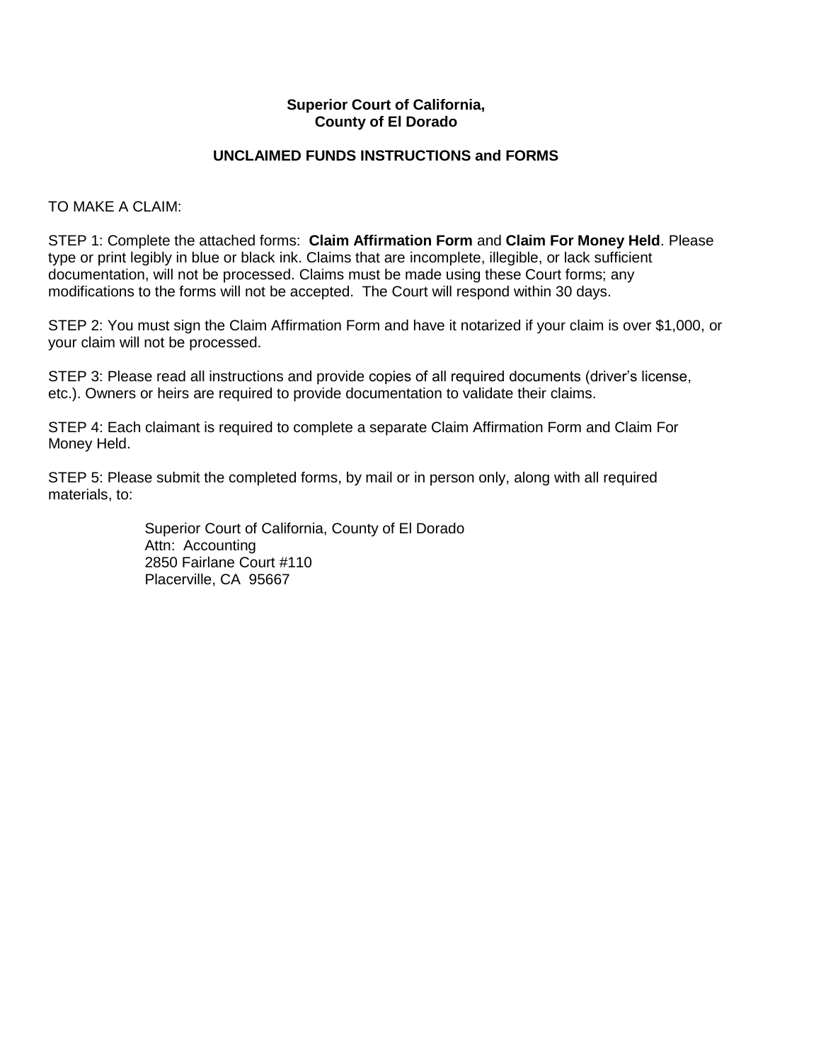**Superior Court of California,**
**County of El Dorado**

## UNCLAIMED FUNDS INSTRUCTIONS and FORMS

TO MAKE A CLAIM:

STEP 1: Complete the attached forms: **Claim Affirmation Form** and **Claim For Money Held**. Please type or print legibly in blue or black ink. Claims that are incomplete, illegible, or lack sufficient documentation, will not be processed. Claims must be made using these Court forms; any modifications to the forms will not be accepted. The Court will respond within 30 days.

STEP 2: You must sign the Claim Affirmation Form and have it notarized if your claim is over $1,000, or your claim will not be processed.

STEP 3: Please read all instructions and provide copies of all required documents (driver's license, etc.). Owners or heirs are required to provide documentation to validate their claims.

STEP 4: Each claimant is required to complete a separate Claim Affirmation Form and Claim For Money Held.

STEP 5: Please submit the completed forms, by mail or in person only, along with all required materials, to:

> Superior Court of California, County of El Dorado
> Attn: Accounting
> 2850 Fairlane Court #110
> Placerville, CA 95667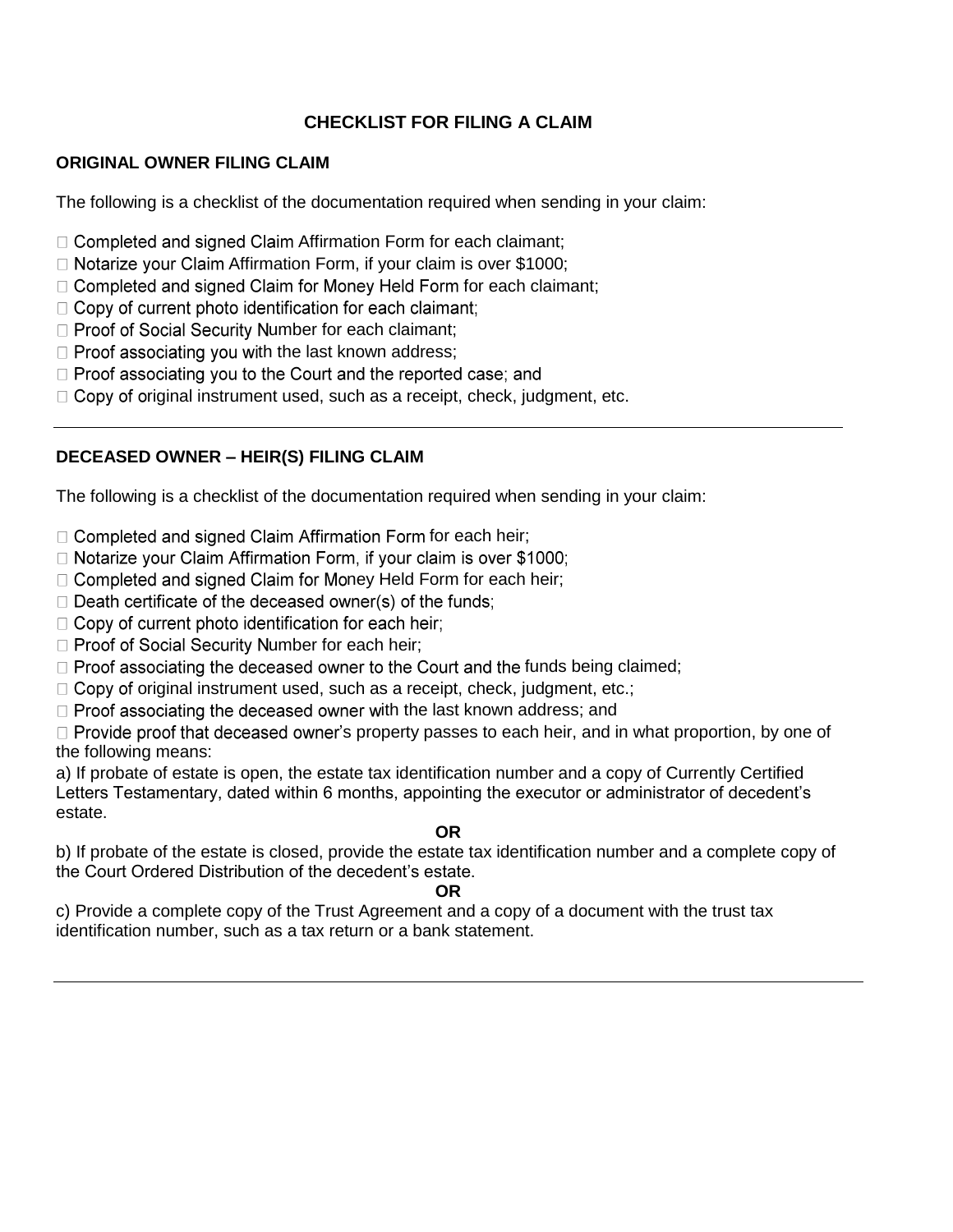# CHECKLIST FOR FILING A CLAIM

## ORIGINAL OWNER FILING CLAIM

The following is a checklist of the documentation required when sending in your claim:

- ☐ Completed and signed Claim Affirmation Form for each claimant;
- ☐ Notarize your Claim Affirmation Form, if your claim is over $1000;
- ☐ Completed and signed Claim for Money Held Form for each claimant;
- ☐ Copy of current photo identification for each claimant;
- ☐ Proof of Social Security Number for each claimant;
- ☐ Proof associating you with the last known address;
- ☐ Proof associating you to the Court and the reported case; and
- ☐ Copy of original instrument used, such as a receipt, check, judgment, etc.

---

## DECEASED OWNER – HEIR(S) FILING CLAIM

The following is a checklist of the documentation required when sending in your claim:

- ☐ Completed and signed Claim Affirmation Form for each heir;
- ☐ Notarize your Claim Affirmation Form, if your claim is over $1000;
- ☐ Completed and signed Claim for Money Held Form for each heir;
- ☐ Death certificate of the deceased owner(s) of the funds;
- ☐ Copy of current photo identification for each heir;
- ☐ Proof of Social Security Number for each heir;
- ☐ Proof associating the deceased owner to the Court and the funds being claimed;
- ☐ Copy of original instrument used, such as a receipt, check, judgment, etc.;
- ☐ Proof associating the deceased owner with the last known address; and
- ☐ Provide proof that deceased owner's property passes to each heir, and in what proportion, by one of the following means:

a) If probate of estate is open, the estate tax identification number and a copy of Currently Certified Letters Testamentary, dated within 6 months, appointing the executor or administrator of decedent's estate.

**OR**

b) If probate of the estate is closed, provide the estate tax identification number and a complete copy of the Court Ordered Distribution of the decedent's estate.

**OR**

c) Provide a complete copy of the Trust Agreement and a copy of a document with the trust tax identification number, such as a tax return or a bank statement.

---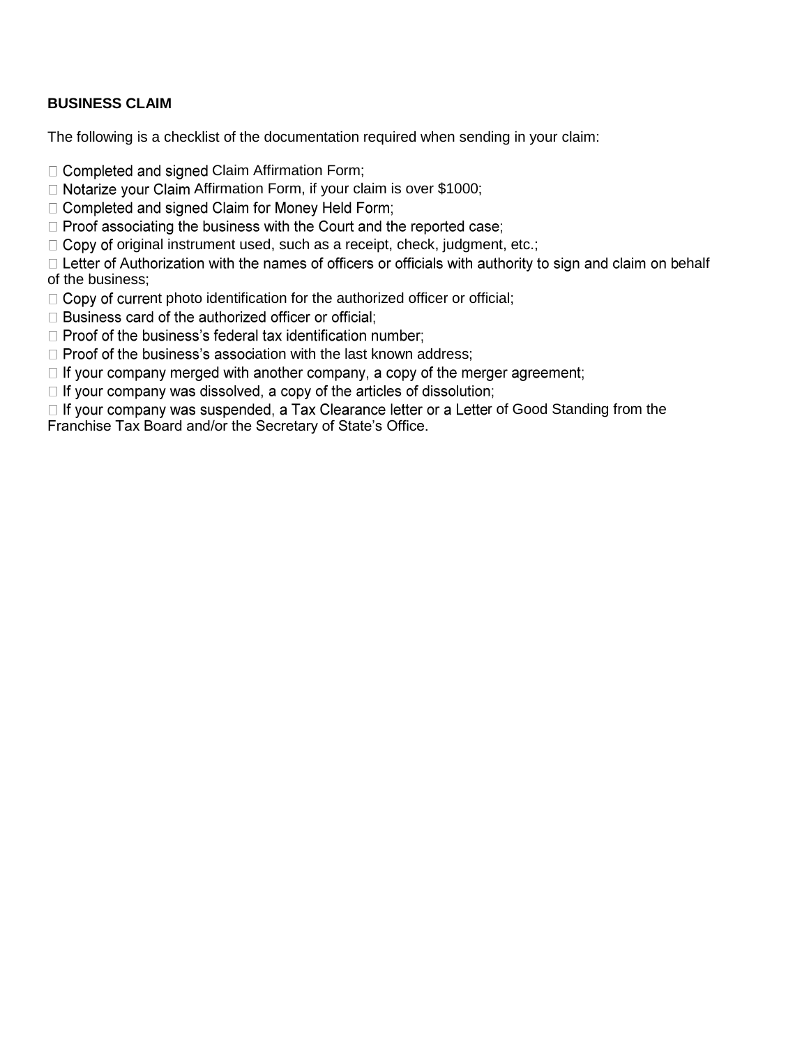**BUSINESS CLAIM**

The following is a checklist of the documentation required when sending in your claim:

- ☐ Completed and signed Claim Affirmation Form;
- ☐ Notarize your Claim Affirmation Form, if your claim is over $1000;
- ☐ Completed and signed Claim for Money Held Form;
- ☐ Proof associating the business with the Court and the reported case;
- ☐ Copy of original instrument used, such as a receipt, check, judgment, etc.;
- ☐ Letter of Authorization with the names of officers or officials with authority to sign and claim on behalf of the business;
- ☐ Copy of current photo identification for the authorized officer or official;
- ☐ Business card of the authorized officer or official;
- ☐ Proof of the business's federal tax identification number;
- ☐ Proof of the business's association with the last known address;
- ☐ If your company merged with another company, a copy of the merger agreement;
- ☐ If your company was dissolved, a copy of the articles of dissolution;
- ☐ If your company was suspended, a Tax Clearance letter or a Letter of Good Standing from the Franchise Tax Board and/or the Secretary of State's Office.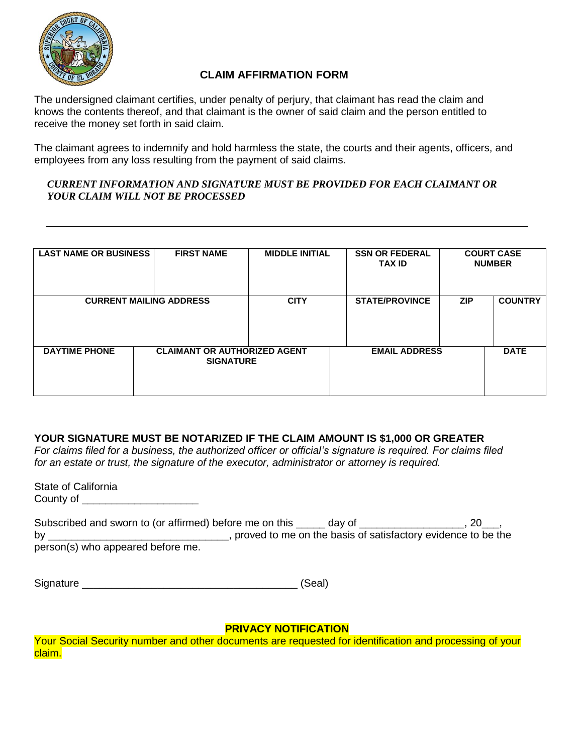## CLAIM AFFIRMATION FORM

The undersigned claimant certifies, under penalty of perjury, that claimant has read the claim and knows the contents thereof, and that claimant is the owner of said claim and the person entitled to receive the money set forth in said claim.

The claimant agrees to indemnify and hold harmless the state, the courts and their agents, officers, and employees from any loss resulting from the payment of said claims.

***CURRENT INFORMATION AND SIGNATURE MUST BE PROVIDED FOR EACH CLAIMANT OR YOUR CLAIM WILL NOT BE PROCESSED***

---

| LAST NAME OR BUSINESS | FIRST NAME | MIDDLE INITIAL | SSN OR FEDERAL TAX ID | COURT CASE NUMBER |
|---|---|---|---|---|
| | | | | |

| CURRENT MAILING ADDRESS | CITY | STATE/PROVINCE | ZIP | COUNTRY |
|---|---|---|---|---|
| | | | | |

| DAYTIME PHONE | CLAIMANT OR AUTHORIZED AGENT SIGNATURE | EMAIL ADDRESS | DATE |
|---|---|---|---|
| | | | |

**YOUR SIGNATURE MUST BE NOTARIZED IF THE CLAIM AMOUNT IS $1,000 OR GREATER**

*For claims filed for a business, the authorized officer or official's signature is required. For claims filed for an estate or trust, the signature of the executor, administrator or attorney is required.*

State of California
County of ____________________

Subscribed and sworn to (or affirmed) before me on this _____ day of __________________, 20___, by ________________________________, proved to me on the basis of satisfactory evidence to be the person(s) who appeared before me.

Signature ______________________________________ (Seal)

**PRIVACY NOTIFICATION**

Your Social Security number and other documents are requested for identification and processing of your claim.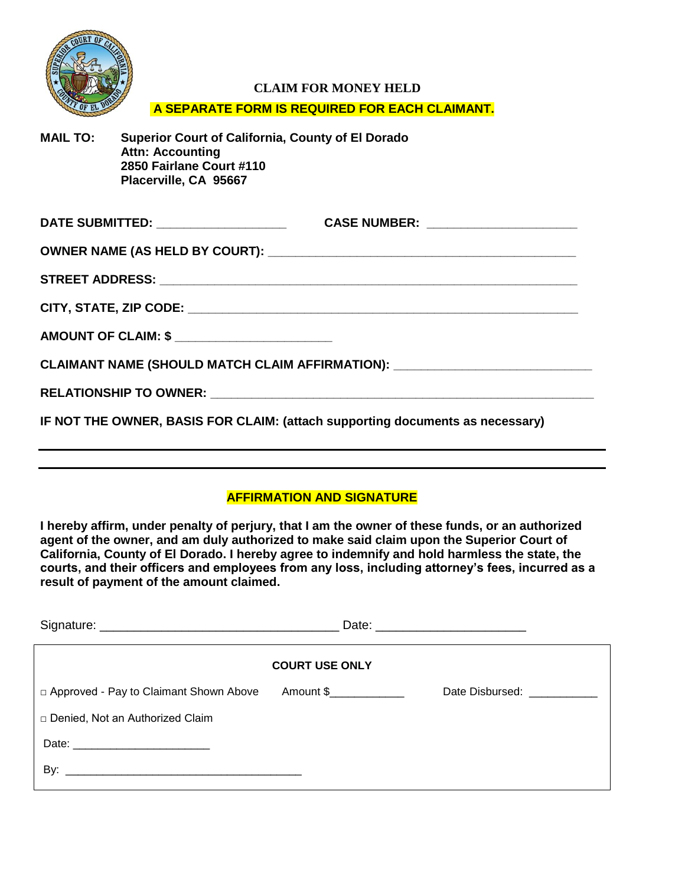# CLAIM FOR MONEY HELD

**A SEPARATE FORM IS REQUIRED FOR EACH CLAIMANT.**

**MAIL TO:** **Superior Court of California, County of El Dorado**
**Attn: Accounting**
**2850 Fairlane Court #110**
**Placerville, CA 95667**

**DATE SUBMITTED:** ___________________ **CASE NUMBER:** ______________________

**OWNER NAME (AS HELD BY COURT):** ______________________________________________

**STREET ADDRESS:** ______________________________________________________________

**CITY, STATE, ZIP CODE:** _________________________________________________________

**AMOUNT OF CLAIM: $** _______________________

**CLAIMANT NAME (SHOULD MATCH CLAIM AFFIRMATION):** _____________________________

**RELATIONSHIP TO OWNER:** _______________________________________________________

**IF NOT THE OWNER, BASIS FOR CLAIM: (attach supporting documents as necessary)**

______________________________________________________________________________

______________________________________________________________________________

## AFFIRMATION AND SIGNATURE

**I hereby affirm, under penalty of perjury, that I am the owner of these funds, or an authorized agent of the owner, and am duly authorized to make said claim upon the Superior Court of California, County of El Dorado. I hereby agree to indemnify and hold harmless the state, the courts, and their officers and employees from any loss, including attorney's fees, incurred as a result of payment of the amount claimed.**

Signature: ___________________________________ Date: ______________________

**COURT USE ONLY**

□ Approved - Pay to Claimant Shown Above Amount $____________ Date Disbursed: ___________

□ Denied, Not an Authorized Claim

Date: ______________________

By: ____________________________________